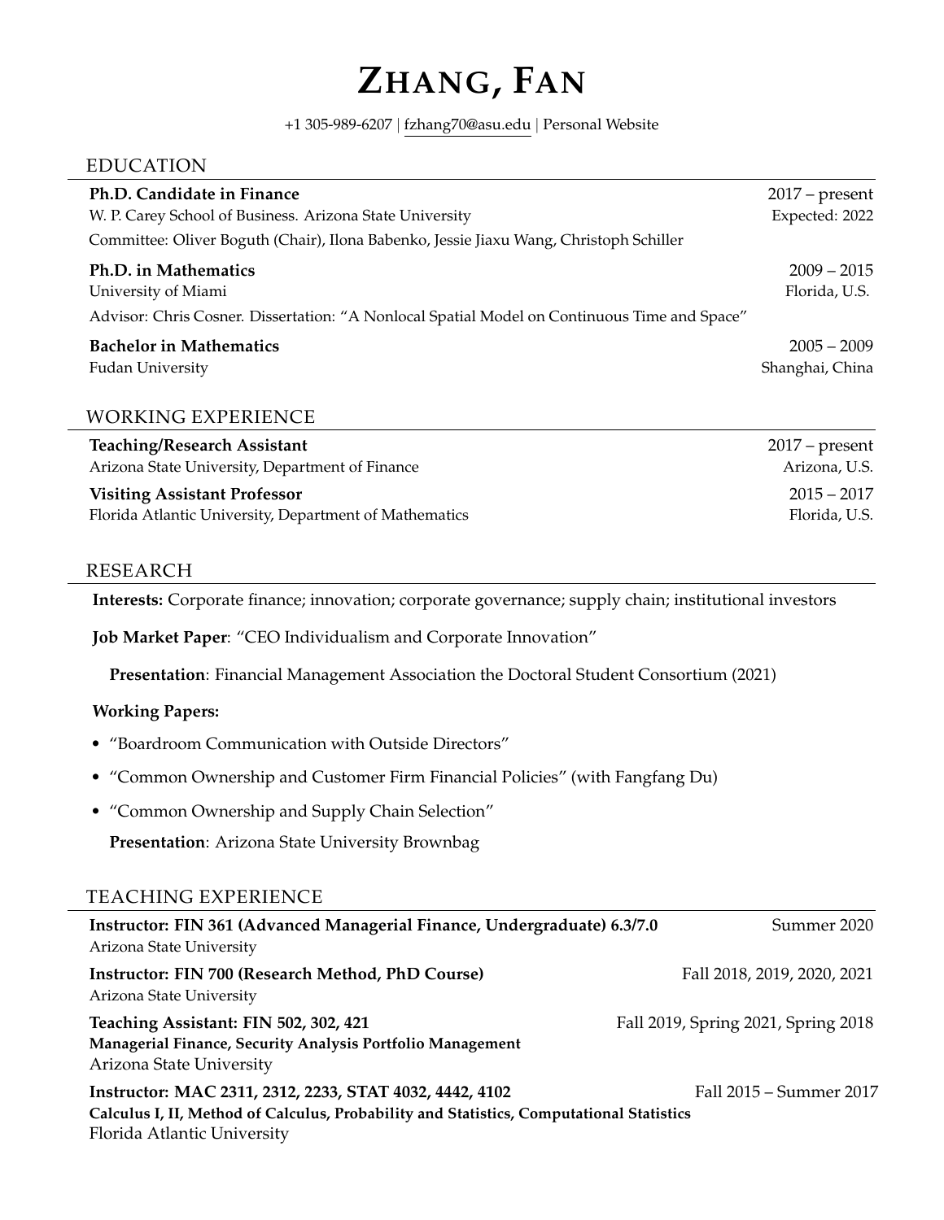# Zhang, Fan

+1 305-989-6207 | fzhang70@asu.edu | Personal Website

## EDUCATION

**Ph.D. Candidate in Finance** — 2017 – present
W. P. Carey School of Business. Arizona State University — Expected: 2022
Committee: Oliver Boguth (Chair), Ilona Babenko, Jessie Jiaxu Wang, Christoph Schiller

**Ph.D. in Mathematics** — 2009 – 2015
University of Miami — Florida, U.S.
Advisor: Chris Cosner. Dissertation: "A Nonlocal Spatial Model on Continuous Time and Space"

**Bachelor in Mathematics** — 2005 – 2009
Fudan University — Shanghai, China

## WORKING EXPERIENCE

**Teaching/Research Assistant** — 2017 – present
Arizona State University, Department of Finance — Arizona, U.S.

**Visiting Assistant Professor** — 2015 – 2017
Florida Atlantic University, Department of Mathematics — Florida, U.S.

## RESEARCH

**Interests:** Corporate finance; innovation; corporate governance; supply chain; institutional investors

**Job Market Paper**: "CEO Individualism and Corporate Innovation"

**Presentation**: Financial Management Association the Doctoral Student Consortium (2021)

**Working Papers:**

- "Boardroom Communication with Outside Directors"
- "Common Ownership and Customer Firm Financial Policies" (with Fangfang Du)
- "Common Ownership and Supply Chain Selection"

  **Presentation**: Arizona State University Brownbag

## TEACHING EXPERIENCE

**Instructor: FIN 361 (Advanced Managerial Finance, Undergraduate) 6.3/7.0** — Summer 2020
Arizona State University

**Instructor: FIN 700 (Research Method, PhD Course)** — Fall 2018, 2019, 2020, 2021
Arizona State University

**Teaching Assistant: FIN 502, 302, 421** — Fall 2019, Spring 2021, Spring 2018
**Managerial Finance, Security Analysis Portfolio Management**
Arizona State University

**Instructor: MAC 2311, 2312, 2233, STAT 4032, 4442, 4102** — Fall 2015 – Summer 2017
**Calculus I, II, Method of Calculus, Probability and Statistics, Computational Statistics**
Florida Atlantic University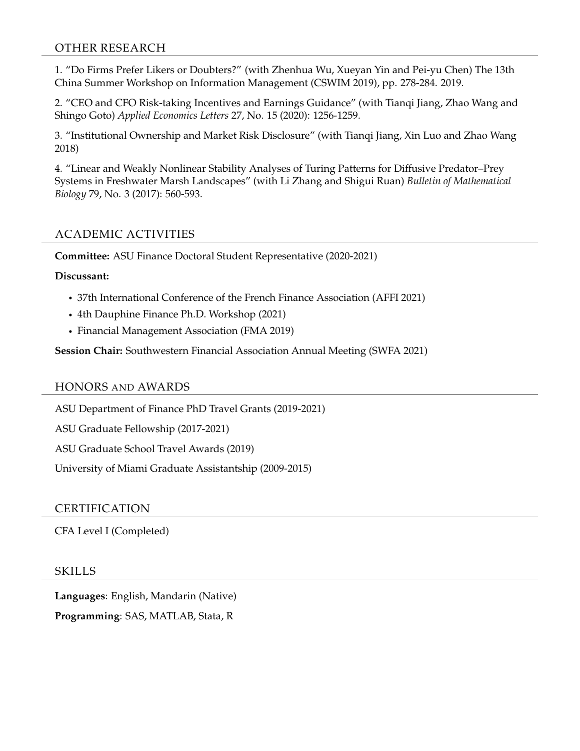## OTHER RESEARCH

1. "Do Firms Prefer Likers or Doubters?" (with Zhenhua Wu, Xueyan Yin and Pei-yu Chen) The 13th China Summer Workshop on Information Management (CSWIM 2019), pp. 278-284. 2019.

2. "CEO and CFO Risk-taking Incentives and Earnings Guidance" (with Tianqi Jiang, Zhao Wang and Shingo Goto) *Applied Economics Letters* 27, No. 15 (2020): 1256-1259.

3. "Institutional Ownership and Market Risk Disclosure" (with Tianqi Jiang, Xin Luo and Zhao Wang 2018)

4. "Linear and Weakly Nonlinear Stability Analyses of Turing Patterns for Diffusive Predator–Prey Systems in Freshwater Marsh Landscapes" (with Li Zhang and Shigui Ruan) *Bulletin of Mathematical Biology* 79, No. 3 (2017): 560-593.

## ACADEMIC ACTIVITIES

**Committee:** ASU Finance Doctoral Student Representative (2020-2021)

**Discussant:**

- 37th International Conference of the French Finance Association (AFFI 2021)
- 4th Dauphine Finance Ph.D. Workshop (2021)
- Financial Management Association (FMA 2019)

**Session Chair:** Southwestern Financial Association Annual Meeting (SWFA 2021)

## HONORS AND AWARDS

ASU Department of Finance PhD Travel Grants (2019-2021)

ASU Graduate Fellowship (2017-2021)

ASU Graduate School Travel Awards (2019)

University of Miami Graduate Assistantship (2009-2015)

## CERTIFICATION

CFA Level I (Completed)

## SKILLS

**Languages**: English, Mandarin (Native)

**Programming**: SAS, MATLAB, Stata, R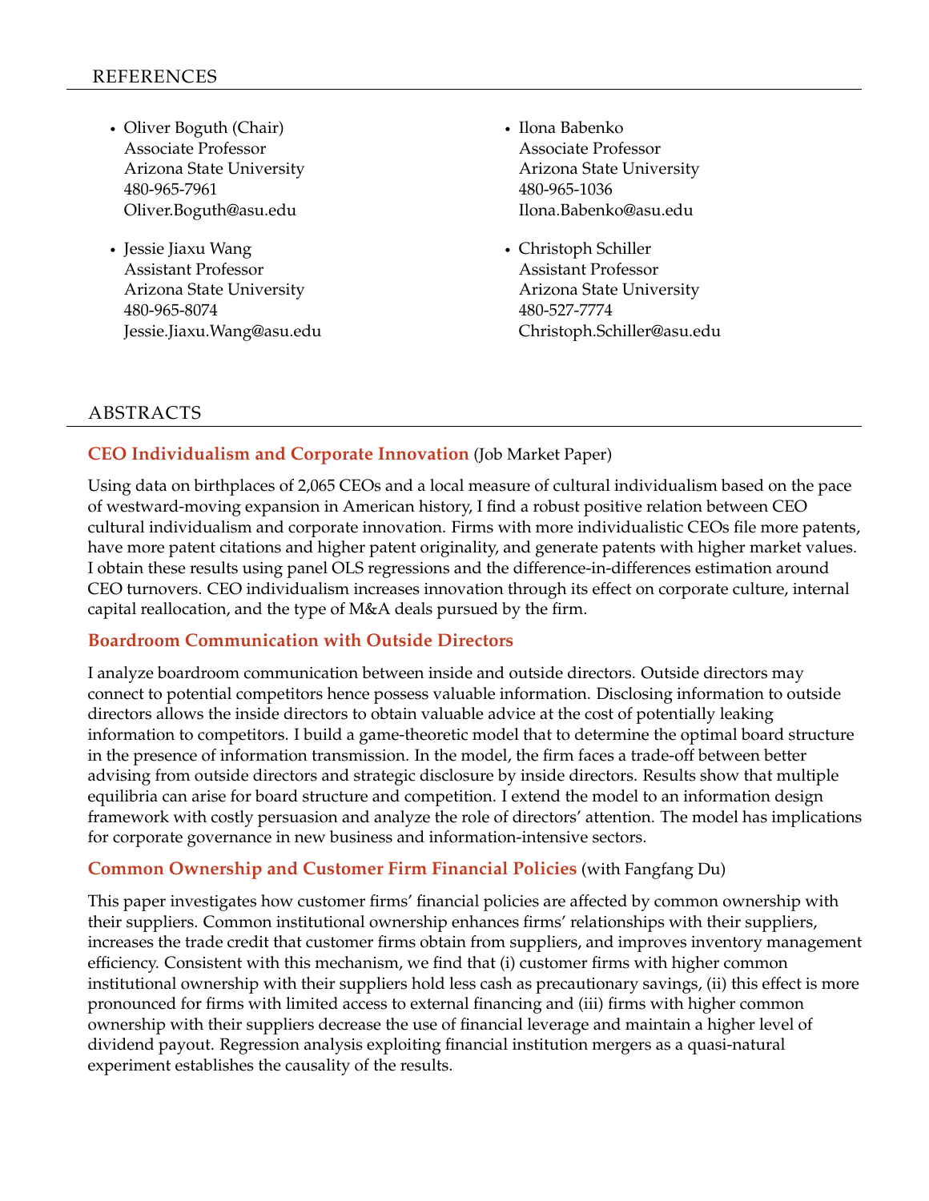## REFERENCES

- Oliver Boguth (Chair)
  Associate Professor
  Arizona State University
  480-965-7961
  Oliver.Boguth@asu.edu

- Jessie Jiaxu Wang
  Assistant Professor
  Arizona State University
  480-965-8074
  Jessie.Jiaxu.Wang@asu.edu

- Ilona Babenko
  Associate Professor
  Arizona State University
  480-965-1036
  Ilona.Babenko@asu.edu

- Christoph Schiller
  Assistant Professor
  Arizona State University
  480-527-7774
  Christoph.Schiller@asu.edu

## ABSTRACTS

### CEO Individualism and Corporate Innovation (Job Market Paper)

Using data on birthplaces of 2,065 CEOs and a local measure of cultural individualism based on the pace of westward-moving expansion in American history, I find a robust positive relation between CEO cultural individualism and corporate innovation. Firms with more individualistic CEOs file more patents, have more patent citations and higher patent originality, and generate patents with higher market values. I obtain these results using panel OLS regressions and the difference-in-differences estimation around CEO turnovers. CEO individualism increases innovation through its effect on corporate culture, internal capital reallocation, and the type of M&A deals pursued by the firm.

### Boardroom Communication with Outside Directors

I analyze boardroom communication between inside and outside directors. Outside directors may connect to potential competitors hence possess valuable information. Disclosing information to outside directors allows the inside directors to obtain valuable advice at the cost of potentially leaking information to competitors. I build a game-theoretic model that to determine the optimal board structure in the presence of information transmission. In the model, the firm faces a trade-off between better advising from outside directors and strategic disclosure by inside directors. Results show that multiple equilibria can arise for board structure and competition. I extend the model to an information design framework with costly persuasion and analyze the role of directors' attention. The model has implications for corporate governance in new business and information-intensive sectors.

### Common Ownership and Customer Firm Financial Policies (with Fangfang Du)

This paper investigates how customer firms' financial policies are affected by common ownership with their suppliers. Common institutional ownership enhances firms' relationships with their suppliers, increases the trade credit that customer firms obtain from suppliers, and improves inventory management efficiency. Consistent with this mechanism, we find that (i) customer firms with higher common institutional ownership with their suppliers hold less cash as precautionary savings, (ii) this effect is more pronounced for firms with limited access to external financing and (iii) firms with higher common ownership with their suppliers decrease the use of financial leverage and maintain a higher level of dividend payout. Regression analysis exploiting financial institution mergers as a quasi-natural experiment establishes the causality of the results.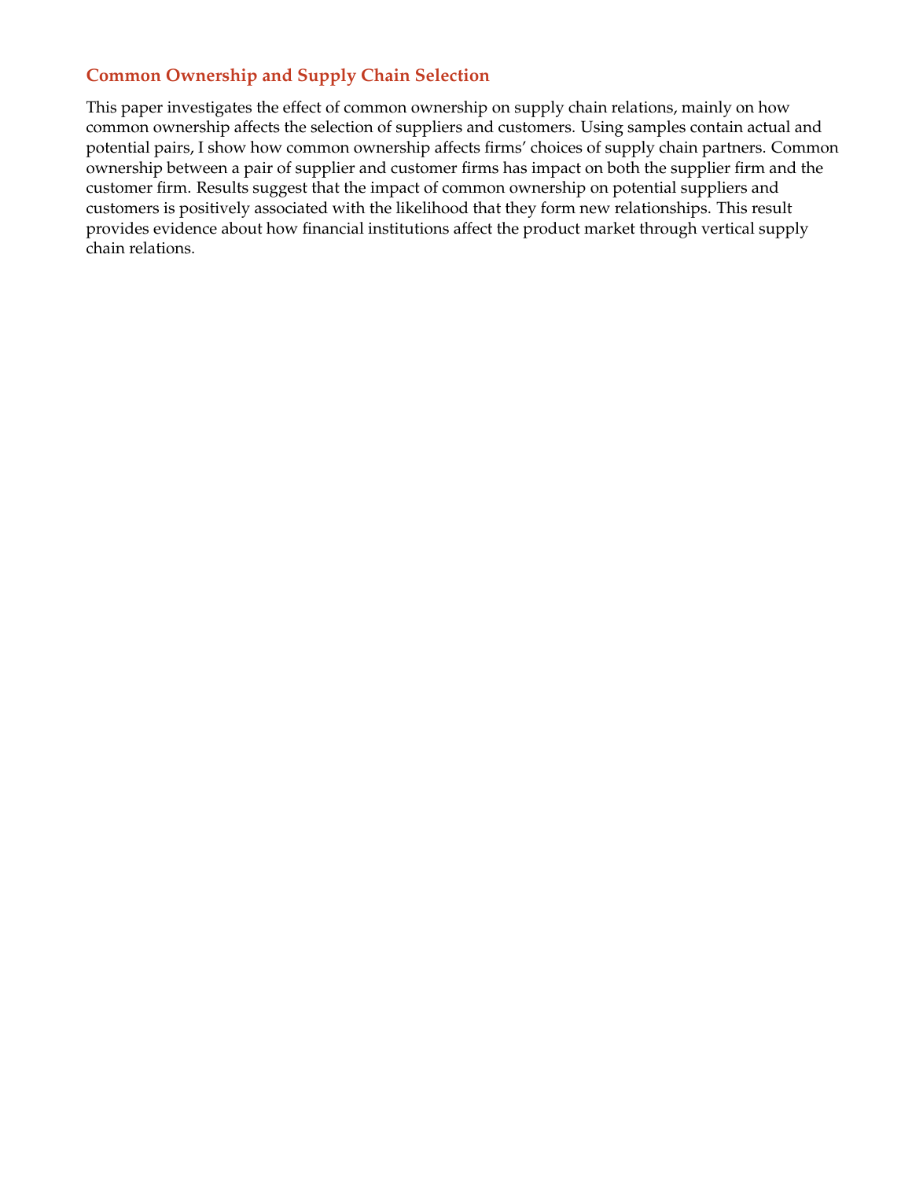### Common Ownership and Supply Chain Selection

This paper investigates the effect of common ownership on supply chain relations, mainly on how common ownership affects the selection of suppliers and customers. Using samples contain actual and potential pairs, I show how common ownership affects firms' choices of supply chain partners. Common ownership between a pair of supplier and customer firms has impact on both the supplier firm and the customer firm. Results suggest that the impact of common ownership on potential suppliers and customers is positively associated with the likelihood that they form new relationships. This result provides evidence about how financial institutions affect the product market through vertical supply chain relations.